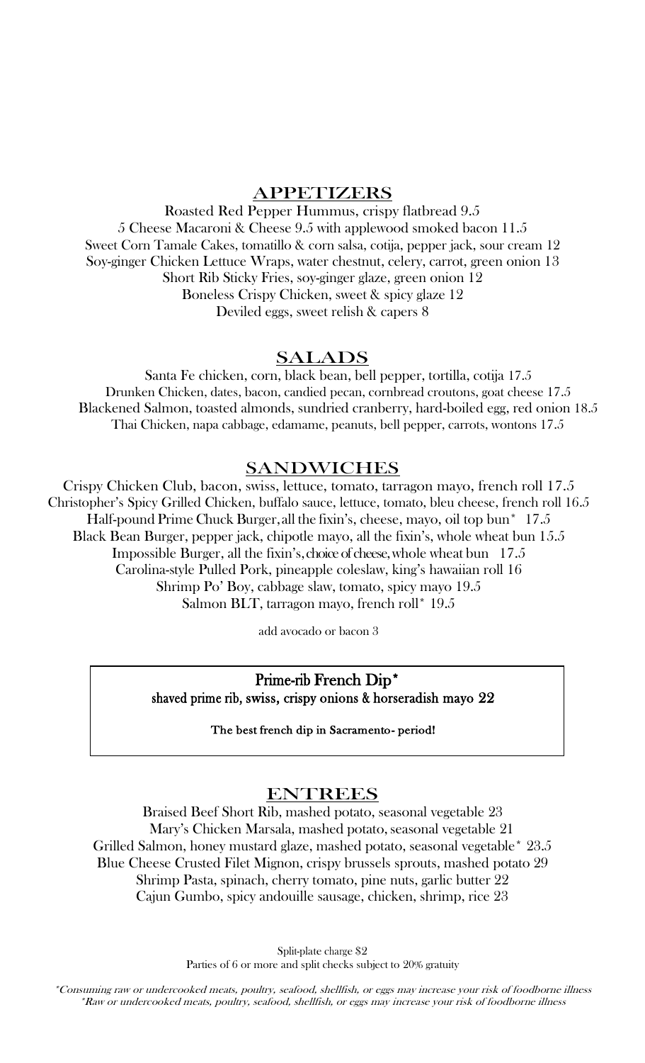## APPETIZERS

Roasted Red Pepper Hummus, crispy flatbread 9.5
5 Cheese Macaroni & Cheese 9.5 with applewood smoked bacon 11.5
Sweet Corn Tamale Cakes, tomatillo & corn salsa, cotija, pepper jack, sour cream 12
Soy-ginger Chicken Lettuce Wraps, water chestnut, celery, carrot, green onion 13
Short Rib Sticky Fries, soy-ginger glaze, green onion 12
Boneless Crispy Chicken, sweet & spicy glaze 12
Deviled eggs, sweet relish & capers 8

## SALADS

Santa Fe chicken, corn, black bean, bell pepper, tortilla, cotija 17.5
Drunken Chicken, dates, bacon, candied pecan, cornbread croutons, goat cheese 17.5
Blackened Salmon, toasted almonds, sundried cranberry, hard-boiled egg, red onion 18.5
Thai Chicken, napa cabbage, edamame, peanuts, bell pepper, carrots, wontons 17.5

## SANDWICHES

Crispy Chicken Club, bacon, swiss, lettuce, tomato, tarragon mayo, french roll 17.5
Christopher's Spicy Grilled Chicken, buffalo sauce, lettuce, tomato, bleu cheese, french roll 16.5
Half-pound Prime Chuck Burger, all the fixin's, cheese, mayo, oil top bun* 17.5
Black Bean Burger, pepper jack, chipotle mayo, all the fixin's, whole wheat bun 15.5
Impossible Burger, all the fixin's, choice of cheese, whole wheat bun 17.5
Carolina-style Pulled Pork, pineapple coleslaw, king's hawaiian roll 16
Shrimp Po' Boy, cabbage slaw, tomato, spicy mayo 19.5
Salmon BLT, tarragon mayo, french roll* 19.5

add avocado or bacon 3

**Prime-rib French Dip***
**shaved prime rib, swiss, crispy onions & horseradish mayo 22**

**The best french dip in Sacramento- period!**

## ENTREES

Braised Beef Short Rib, mashed potato, seasonal vegetable 23
Mary's Chicken Marsala, mashed potato, seasonal vegetable 21
Grilled Salmon, honey mustard glaze, mashed potato, seasonal vegetable* 23.5
Blue Cheese Crusted Filet Mignon, crispy brussels sprouts, mashed potato 29
Shrimp Pasta, spinach, cherry tomato, pine nuts, garlic butter 22
Cajun Gumbo, spicy andouille sausage, chicken, shrimp, rice 23

Split-plate charge $2
Parties of 6 or more and split checks subject to 20% gratuity

*\*Consuming raw or undercooked meats, poultry, seafood, shellfish, or eggs may increase your risk of foodborne illness*
*\*Raw or undercooked meats, poultry, seafood, shellfish, or eggs may increase your risk of foodborne illness*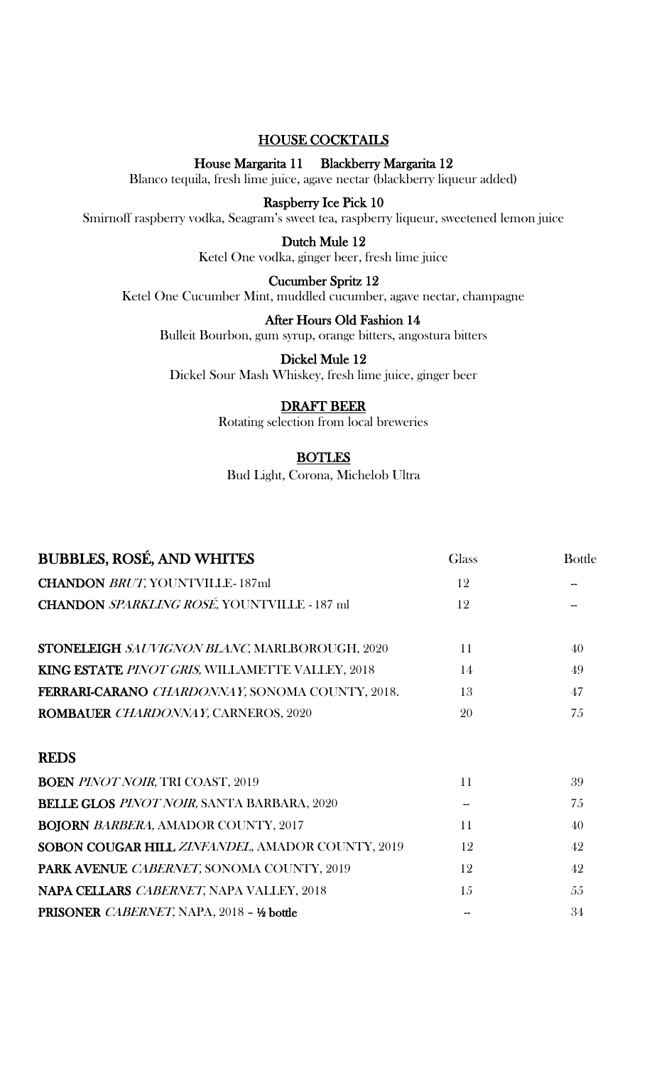## HOUSE COCKTAILS

**House Margarita 11 Blackberry Margarita 12**
Blanco tequila, fresh lime juice, agave nectar (blackberry liqueur added)

**Raspberry Ice Pick 10**
Smirnoff raspberry vodka, Seagram's sweet tea, raspberry liqueur, sweetened lemon juice

**Dutch Mule 12**
Ketel One vodka, ginger beer, fresh lime juice

**Cucumber Spritz 12**
Ketel One Cucumber Mint, muddled cucumber, agave nectar, champagne

**After Hours Old Fashion 14**
Bulleit Bourbon, gum syrup, orange bitters, angostura bitters

**Dickel Mule 12**
Dickel Sour Mash Whiskey, fresh lime juice, ginger beer

## DRAFT BEER

Rotating selection from local breweries

## BOTLES

Bud Light, Corona, Michelob Ultra

| BUBBLES, ROSÉ, AND WHITES | Glass | Bottle |
| --- | --- | --- |
| **CHANDON** *BRUT,* YOUNTVILLE- 187ml | 12 | -- |
| **CHANDON** *SPARKLING ROSÉ,* YOUNTVILLE - 187 ml | 12 | -- |
| **STONELEIGH** *SAUVIGNON BLANC,* MARLBOROUGH, 2020 | 11 | 40 |
| **KING ESTATE** *PINOT GRIS,* WILLAMETTE VALLEY, 2018 | 14 | 49 |
| **FERRARI-CARANO** *CHARDONNAY,* SONOMA COUNTY, 2018. | 13 | 47 |
| **ROMBAUER** *CHARDONNAY,* CARNEROS, 2020 | 20 | 75 |

| REDS | | |
| --- | --- | --- |
| **BOEN** *PINOT NOIR,* TRI COAST, 2019 | 11 | 39 |
| **BELLE GLOS** *PINOT NOIR,* SANTA BARBARA, 2020 | -- | 75 |
| **BOJORN** *BARBERA,* AMADOR COUNTY, 2017 | 11 | 40 |
| **SOBON COUGAR HILL** *ZINFANDEL,* AMADOR COUNTY, 2019 | 12 | 42 |
| **PARK AVENUE** *CABERNET,* SONOMA COUNTY, 2019 | 12 | 42 |
| **NAPA CELLARS** *CABERNET,* NAPA VALLEY, 2018 | 15 | 55 |
| **PRISONER** *CABERNET,* NAPA, 2018 – **½ bottle** | -- | 34 |